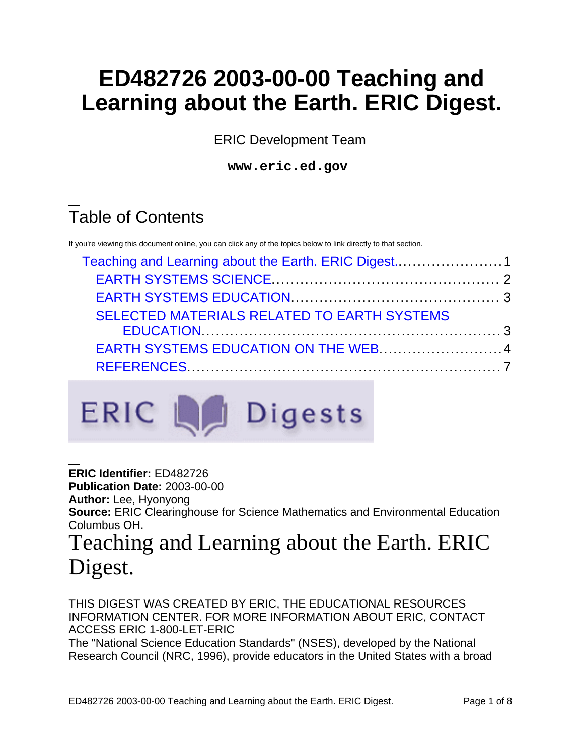# ED482726 2003-00-00 Teaching and Learning about the Earth. ERIC Digest.

ERIC Development Team

**www.eric.ed.gov**

## Table of Contents

If you're viewing this document online, you can click any of the topics below to link directly to that section.

- Teaching and Learning about the Earth. ERIC Digest....................... 1
  - EARTH SYSTEMS SCIENCE................................................ 2
  - EARTH SYSTEMS EDUCATION............................................ 3
  - SELECTED MATERIALS RELATED TO EARTH SYSTEMS EDUCATION.............................................................. 3
  - EARTH SYSTEMS EDUCATION ON THE WEB.......................... 4
  - REFERENCES................................................................. 7

**ERIC Identifier:** ED482726
**Publication Date:** 2003-00-00
**Author:** Lee, Hyonyong
**Source:** ERIC Clearinghouse for Science Mathematics and Environmental Education Columbus OH.

# Teaching and Learning about the Earth. ERIC Digest.

THIS DIGEST WAS CREATED BY ERIC, THE EDUCATIONAL RESOURCES INFORMATION CENTER. FOR MORE INFORMATION ABOUT ERIC, CONTACT ACCESS ERIC 1-800-LET-ERIC

The "National Science Education Standards" (NSES), developed by the National Research Council (NRC, 1996), provide educators in the United States with a broad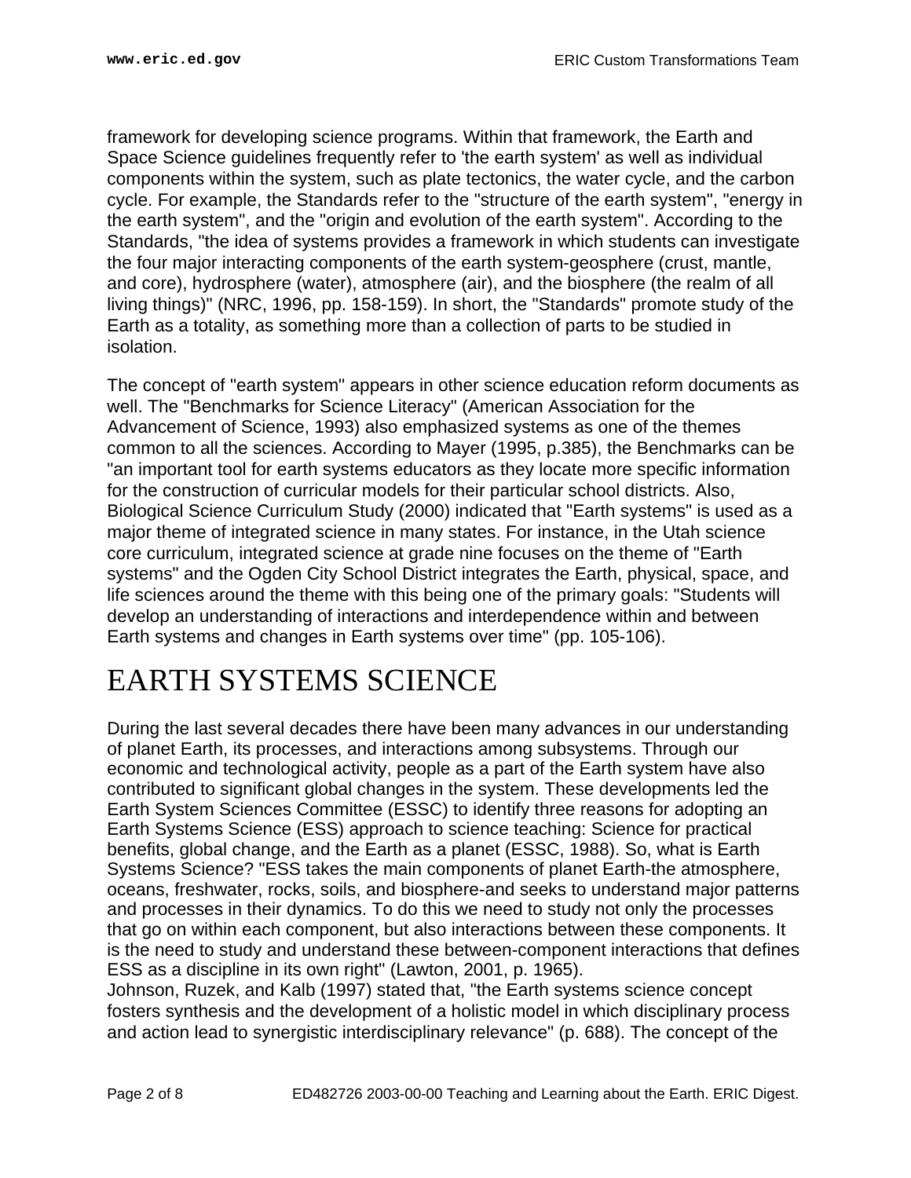framework for developing science programs. Within that framework, the Earth and Space Science guidelines frequently refer to 'the earth system' as well as individual components within the system, such as plate tectonics, the water cycle, and the carbon cycle. For example, the Standards refer to the "structure of the earth system", "energy in the earth system", and the "origin and evolution of the earth system". According to the Standards, "the idea of systems provides a framework in which students can investigate the four major interacting components of the earth system-geosphere (crust, mantle, and core), hydrosphere (water), atmosphere (air), and the biosphere (the realm of all living things)" (NRC, 1996, pp. 158-159). In short, the "Standards" promote study of the Earth as a totality, as something more than a collection of parts to be studied in isolation.

The concept of "earth system" appears in other science education reform documents as well. The "Benchmarks for Science Literacy" (American Association for the Advancement of Science, 1993) also emphasized systems as one of the themes common to all the sciences. According to Mayer (1995, p.385), the Benchmarks can be "an important tool for earth systems educators as they locate more specific information for the construction of curricular models for their particular school districts. Also, Biological Science Curriculum Study (2000) indicated that "Earth systems" is used as a major theme of integrated science in many states. For instance, in the Utah science core curriculum, integrated science at grade nine focuses on the theme of "Earth systems" and the Ogden City School District integrates the Earth, physical, space, and life sciences around the theme with this being one of the primary goals: "Students will develop an understanding of interactions and interdependence within and between Earth systems and changes in Earth systems over time" (pp. 105-106).

# EARTH SYSTEMS SCIENCE

During the last several decades there have been many advances in our understanding of planet Earth, its processes, and interactions among subsystems. Through our economic and technological activity, people as a part of the Earth system have also contributed to significant global changes in the system. These developments led the Earth System Sciences Committee (ESSC) to identify three reasons for adopting an Earth Systems Science (ESS) approach to science teaching: Science for practical benefits, global change, and the Earth as a planet (ESSC, 1988). So, what is Earth Systems Science? "ESS takes the main components of planet Earth-the atmosphere, oceans, freshwater, rocks, soils, and biosphere-and seeks to understand major patterns and processes in their dynamics. To do this we need to study not only the processes that go on within each component, but also interactions between these components. It is the need to study and understand these between-component interactions that defines ESS as a discipline in its own right" (Lawton, 2001, p. 1965).
Johnson, Ruzek, and Kalb (1997) stated that, "the Earth systems science concept fosters synthesis and the development of a holistic model in which disciplinary process and action lead to synergistic interdisciplinary relevance" (p. 688). The concept of the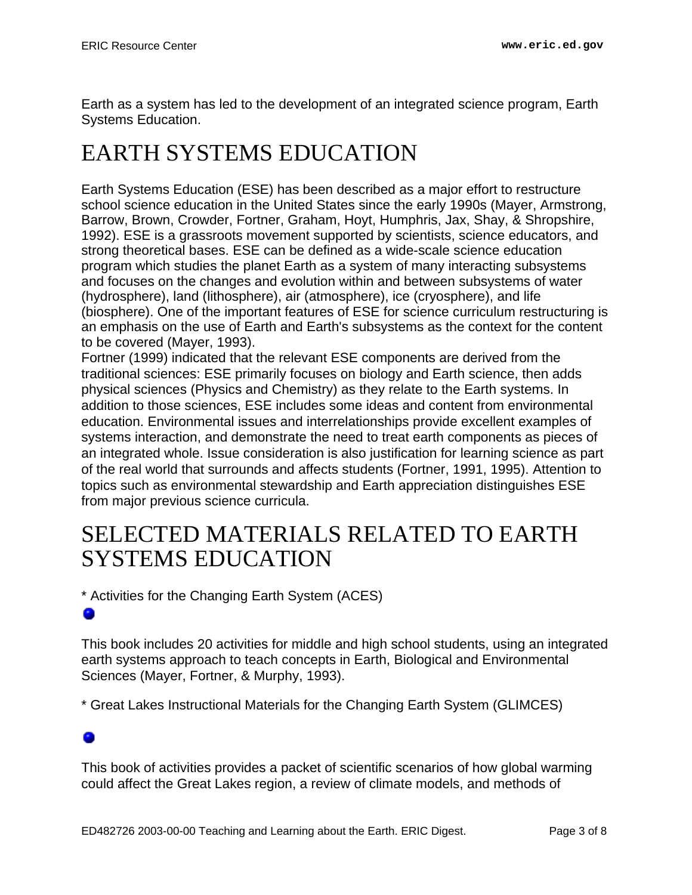Earth as a system has led to the development of an integrated science program, Earth Systems Education.

# EARTH SYSTEMS EDUCATION

Earth Systems Education (ESE) has been described as a major effort to restructure school science education in the United States since the early 1990s (Mayer, Armstrong, Barrow, Brown, Crowder, Fortner, Graham, Hoyt, Humphris, Jax, Shay, & Shropshire, 1992). ESE is a grassroots movement supported by scientists, science educators, and strong theoretical bases. ESE can be defined as a wide-scale science education program which studies the planet Earth as a system of many interacting subsystems and focuses on the changes and evolution within and between subsystems of water (hydrosphere), land (lithosphere), air (atmosphere), ice (cryosphere), and life (biosphere). One of the important features of ESE for science curriculum restructuring is an emphasis on the use of Earth and Earth's subsystems as the context for the content to be covered (Mayer, 1993).
Fortner (1999) indicated that the relevant ESE components are derived from the traditional sciences: ESE primarily focuses on biology and Earth science, then adds physical sciences (Physics and Chemistry) as they relate to the Earth systems. In addition to those sciences, ESE includes some ideas and content from environmental education. Environmental issues and interrelationships provide excellent examples of systems interaction, and demonstrate the need to treat earth components as pieces of an integrated whole. Issue consideration is also justification for learning science as part of the real world that surrounds and affects students (Fortner, 1991, 1995). Attention to topics such as environmental stewardship and Earth appreciation distinguishes ESE from major previous science curricula.

# SELECTED MATERIALS RELATED TO EARTH SYSTEMS EDUCATION

* Activities for the Changing Earth System (ACES)

This book includes 20 activities for middle and high school students, using an integrated earth systems approach to teach concepts in Earth, Biological and Environmental Sciences (Mayer, Fortner, & Murphy, 1993).

* Great Lakes Instructional Materials for the Changing Earth System (GLIMCES)

This book of activities provides a packet of scientific scenarios of how global warming could affect the Great Lakes region, a review of climate models, and methods of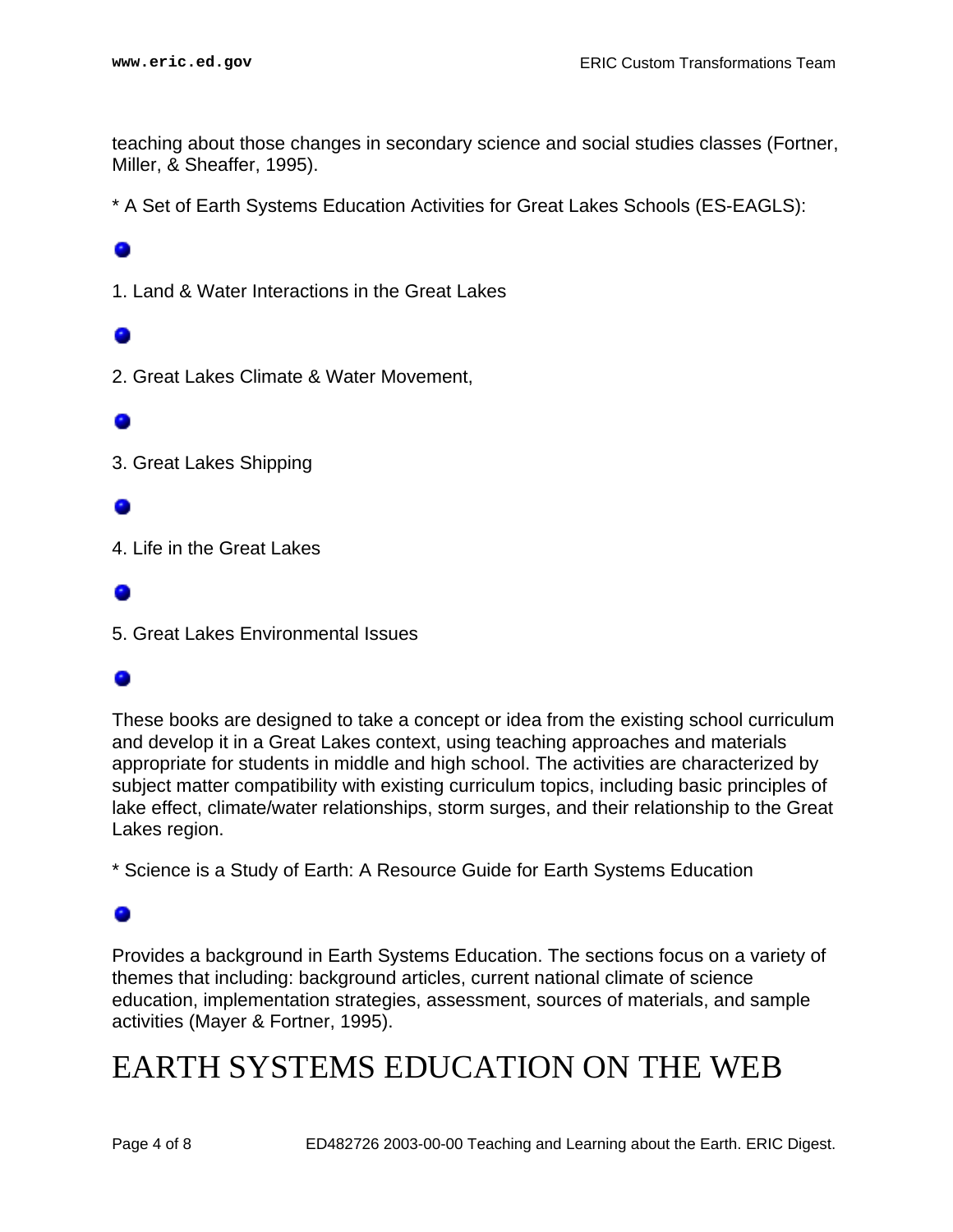teaching about those changes in secondary science and social studies classes (Fortner, Miller, & Sheaffer, 1995).

* A Set of Earth Systems Education Activities for Great Lakes Schools (ES-EAGLS):

1. Land & Water Interactions in the Great Lakes

2. Great Lakes Climate & Water Movement,

3. Great Lakes Shipping

4. Life in the Great Lakes

5. Great Lakes Environmental Issues

These books are designed to take a concept or idea from the existing school curriculum and develop it in a Great Lakes context, using teaching approaches and materials appropriate for students in middle and high school. The activities are characterized by subject matter compatibility with existing curriculum topics, including basic principles of lake effect, climate/water relationships, storm surges, and their relationship to the Great Lakes region.

* Science is a Study of Earth: A Resource Guide for Earth Systems Education

Provides a background in Earth Systems Education. The sections focus on a variety of themes that including: background articles, current national climate of science education, implementation strategies, assessment, sources of materials, and sample activities (Mayer & Fortner, 1995).

# EARTH SYSTEMS EDUCATION ON THE WEB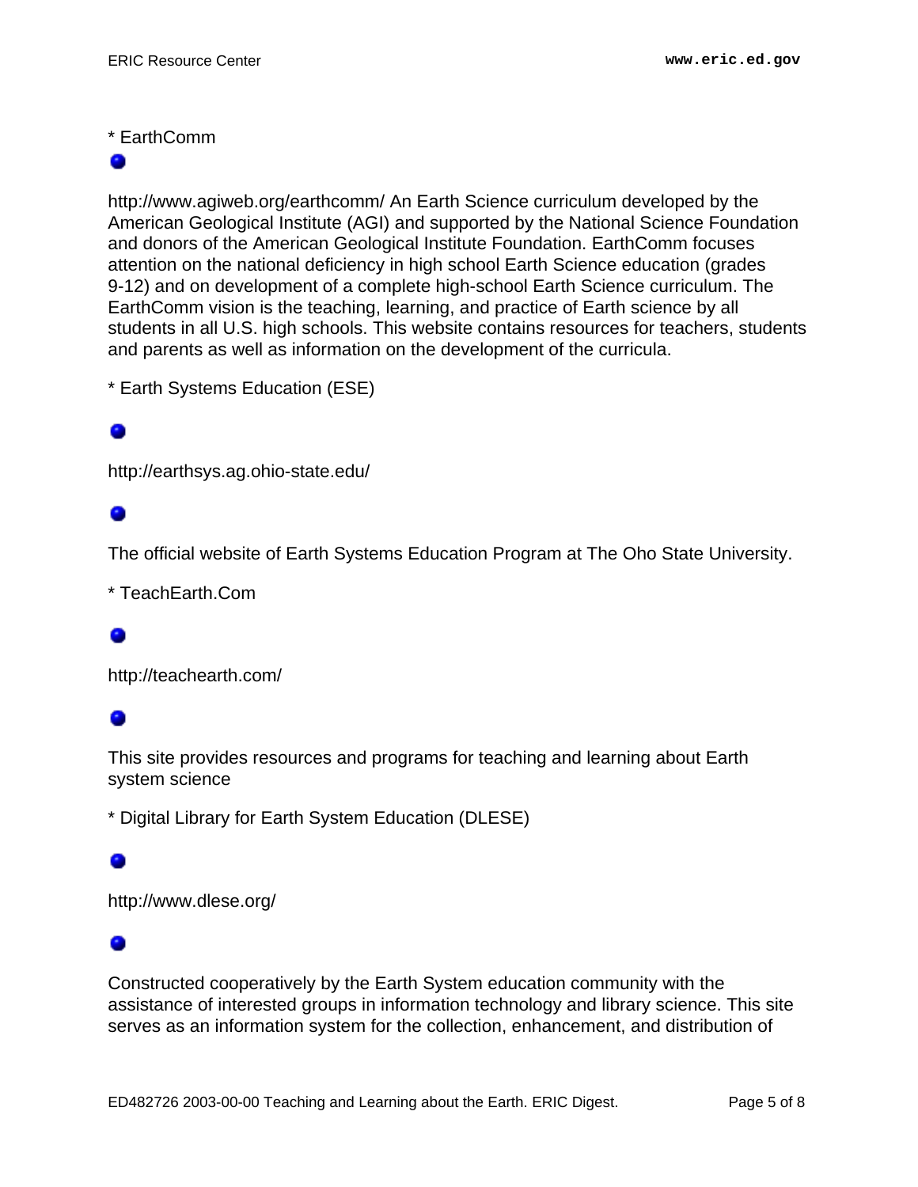* EarthComm

http://www.agiweb.org/earthcomm/ An Earth Science curriculum developed by the American Geological Institute (AGI) and supported by the National Science Foundation and donors of the American Geological Institute Foundation. EarthComm focuses attention on the national deficiency in high school Earth Science education (grades 9-12) and on development of a complete high-school Earth Science curriculum. The EarthComm vision is the teaching, learning, and practice of Earth science by all students in all U.S. high schools. This website contains resources for teachers, students and parents as well as information on the development of the curricula.

* Earth Systems Education (ESE)

http://earthsys.ag.ohio-state.edu/

The official website of Earth Systems Education Program at The Oho State University.

* TeachEarth.Com

http://teachearth.com/

This site provides resources and programs for teaching and learning about Earth system science

* Digital Library for Earth System Education (DLESE)

http://www.dlese.org/

Constructed cooperatively by the Earth System education community with the assistance of interested groups in information technology and library science. This site serves as an information system for the collection, enhancement, and distribution of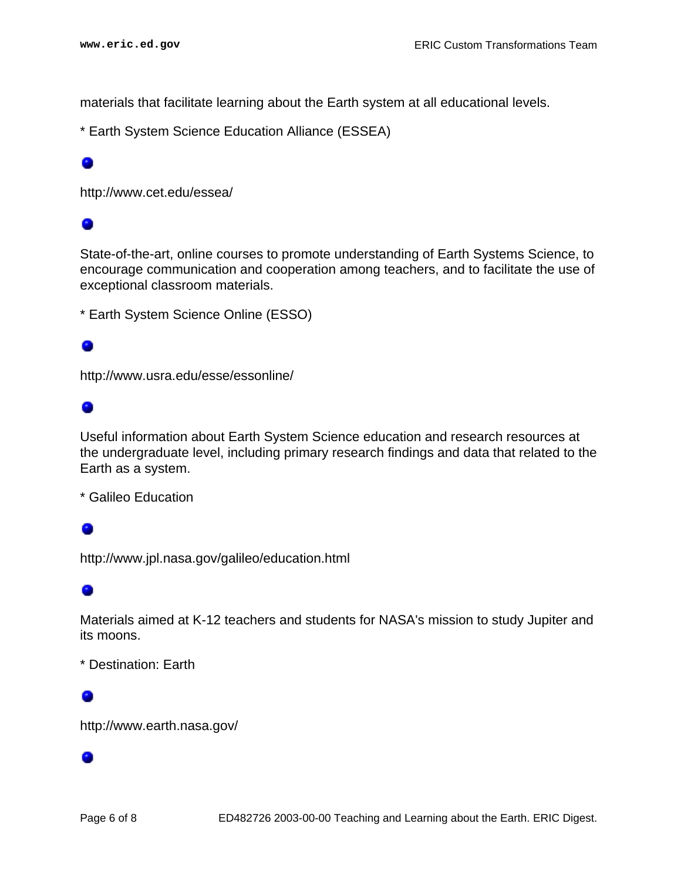materials that facilitate learning about the Earth system at all educational levels.

* Earth System Science Education Alliance (ESSEA)

http://www.cet.edu/essea/

State-of-the-art, online courses to promote understanding of Earth Systems Science, to encourage communication and cooperation among teachers, and to facilitate the use of exceptional classroom materials.

* Earth System Science Online (ESSO)

http://www.usra.edu/esse/essonline/

Useful information about Earth System Science education and research resources at the undergraduate level, including primary research findings and data that related to the Earth as a system.

* Galileo Education

http://www.jpl.nasa.gov/galileo/education.html

Materials aimed at K-12 teachers and students for NASA's mission to study Jupiter and its moons.

* Destination: Earth

http://www.earth.nasa.gov/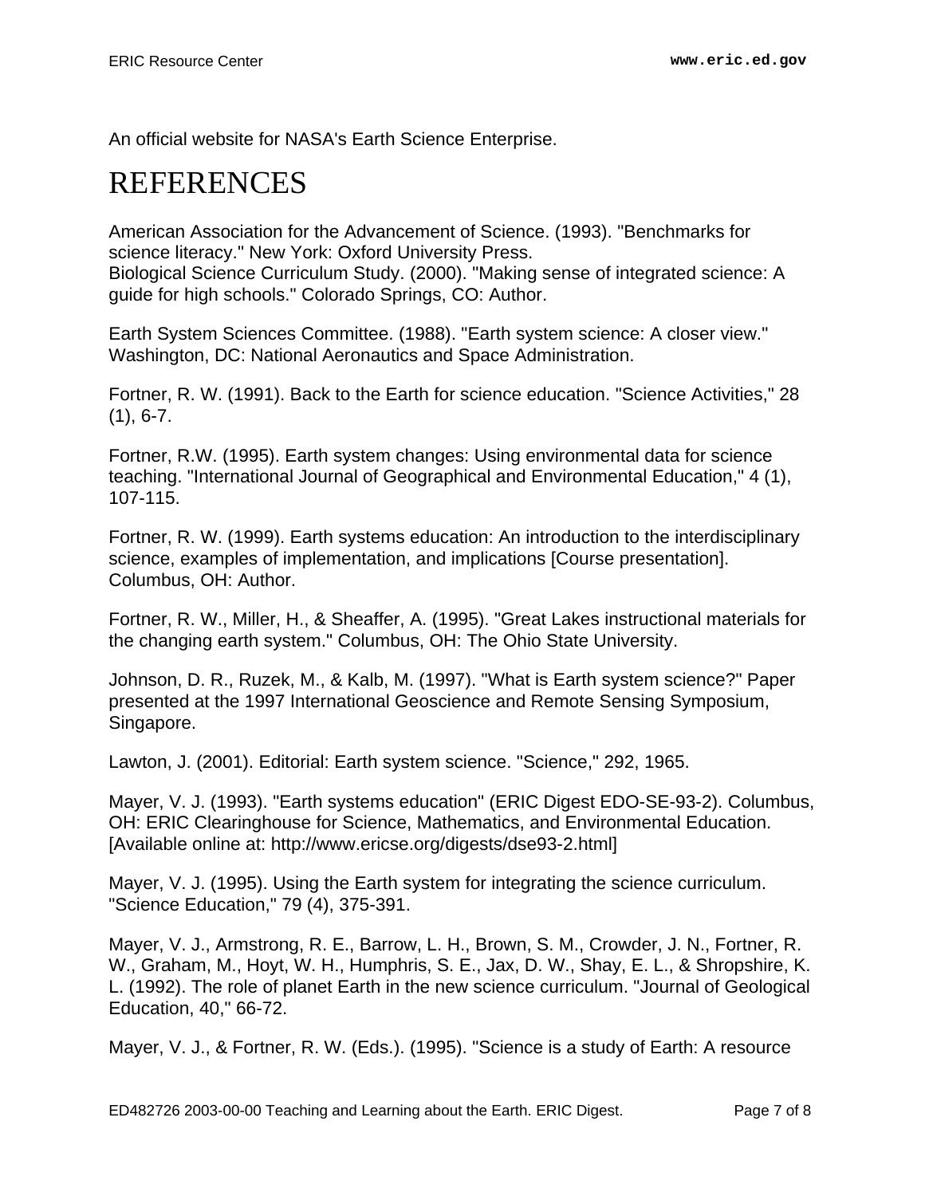An official website for NASA's Earth Science Enterprise.

# REFERENCES

American Association for the Advancement of Science. (1993). "Benchmarks for science literacy." New York: Oxford University Press.
Biological Science Curriculum Study. (2000). "Making sense of integrated science: A guide for high schools." Colorado Springs, CO: Author.

Earth System Sciences Committee. (1988). "Earth system science: A closer view." Washington, DC: National Aeronautics and Space Administration.

Fortner, R. W. (1991). Back to the Earth for science education. "Science Activities," 28 (1), 6-7.

Fortner, R.W. (1995). Earth system changes: Using environmental data for science teaching. "International Journal of Geographical and Environmental Education," 4 (1), 107-115.

Fortner, R. W. (1999). Earth systems education: An introduction to the interdisciplinary science, examples of implementation, and implications [Course presentation]. Columbus, OH: Author.

Fortner, R. W., Miller, H., & Sheaffer, A. (1995). "Great Lakes instructional materials for the changing earth system." Columbus, OH: The Ohio State University.

Johnson, D. R., Ruzek, M., & Kalb, M. (1997). "What is Earth system science?" Paper presented at the 1997 International Geoscience and Remote Sensing Symposium, Singapore.

Lawton, J. (2001). Editorial: Earth system science. "Science," 292, 1965.

Mayer, V. J. (1993). "Earth systems education" (ERIC Digest EDO-SE-93-2). Columbus, OH: ERIC Clearinghouse for Science, Mathematics, and Environmental Education. [Available online at: http://www.ericse.org/digests/dse93-2.html]

Mayer, V. J. (1995). Using the Earth system for integrating the science curriculum. "Science Education," 79 (4), 375-391.

Mayer, V. J., Armstrong, R. E., Barrow, L. H., Brown, S. M., Crowder, J. N., Fortner, R. W., Graham, M., Hoyt, W. H., Humphris, S. E., Jax, D. W., Shay, E. L., & Shropshire, K. L. (1992). The role of planet Earth in the new science curriculum. "Journal of Geological Education, 40," 66-72.

Mayer, V. J., & Fortner, R. W. (Eds.). (1995). "Science is a study of Earth: A resource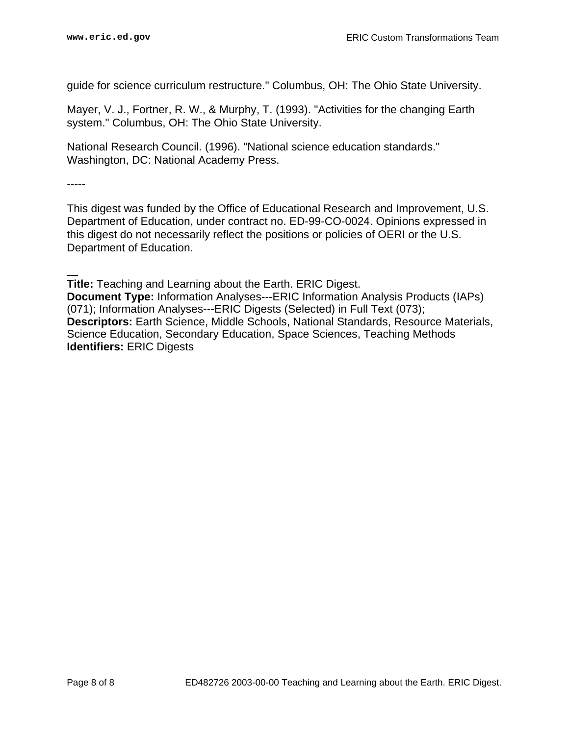guide for science curriculum restructure." Columbus, OH: The Ohio State University.

Mayer, V. J., Fortner, R. W., & Murphy, T. (1993). "Activities for the changing Earth system." Columbus, OH: The Ohio State University.

National Research Council. (1996). "National science education standards." Washington, DC: National Academy Press.

-----

This digest was funded by the Office of Educational Research and Improvement, U.S. Department of Education, under contract no. ED-99-CO-0024. Opinions expressed in this digest do not necessarily reflect the positions or policies of OERI or the U.S. Department of Education.

**Title:** Teaching and Learning about the Earth. ERIC Digest.
**Document Type:** Information Analyses---ERIC Information Analysis Products (IAPs) (071); Information Analyses---ERIC Digests (Selected) in Full Text (073);
**Descriptors:** Earth Science, Middle Schools, National Standards, Resource Materials, Science Education, Secondary Education, Space Sciences, Teaching Methods
**Identifiers:** ERIC Digests